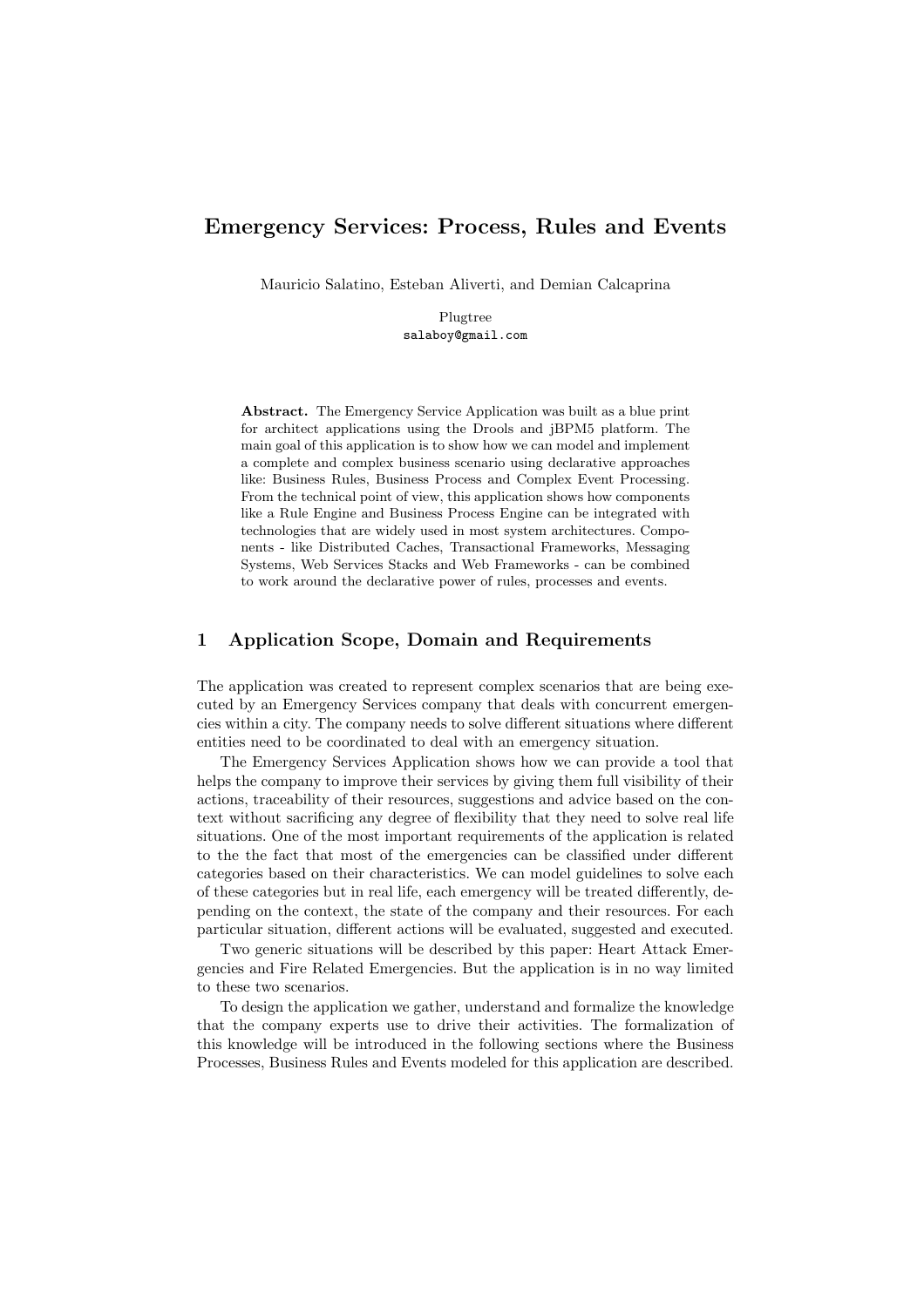# Emergency Services: Process, Rules and Events

Mauricio Salatino, Esteban Aliverti, and Demian Calcaprina

Plugtree
salaboy@gmail.com

**Abstract.** The Emergency Service Application was built as a blue print for architect applications using the Drools and jBPM5 platform. The main goal of this application is to show how we can model and implement a complete and complex business scenario using declarative approaches like: Business Rules, Business Process and Complex Event Processing. From the technical point of view, this application shows how components like a Rule Engine and Business Process Engine can be integrated with technologies that are widely used in most system architectures. Components - like Distributed Caches, Transactional Frameworks, Messaging Systems, Web Services Stacks and Web Frameworks - can be combined to work around the declarative power of rules, processes and events.

## 1 Application Scope, Domain and Requirements

The application was created to represent complex scenarios that are being executed by an Emergency Services company that deals with concurrent emergencies within a city. The company needs to solve different situations where different entities need to be coordinated to deal with an emergency situation.

The Emergency Services Application shows how we can provide a tool that helps the company to improve their services by giving them full visibility of their actions, traceability of their resources, suggestions and advice based on the context without sacrificing any degree of flexibility that they need to solve real life situations. One of the most important requirements of the application is related to the the fact that most of the emergencies can be classified under different categories based on their characteristics. We can model guidelines to solve each of these categories but in real life, each emergency will be treated differently, depending on the context, the state of the company and their resources. For each particular situation, different actions will be evaluated, suggested and executed.

Two generic situations will be described by this paper: Heart Attack Emergencies and Fire Related Emergencies. But the application is in no way limited to these two scenarios.

To design the application we gather, understand and formalize the knowledge that the company experts use to drive their activities. The formalization of this knowledge will be introduced in the following sections where the Business Processes, Business Rules and Events modeled for this application are described.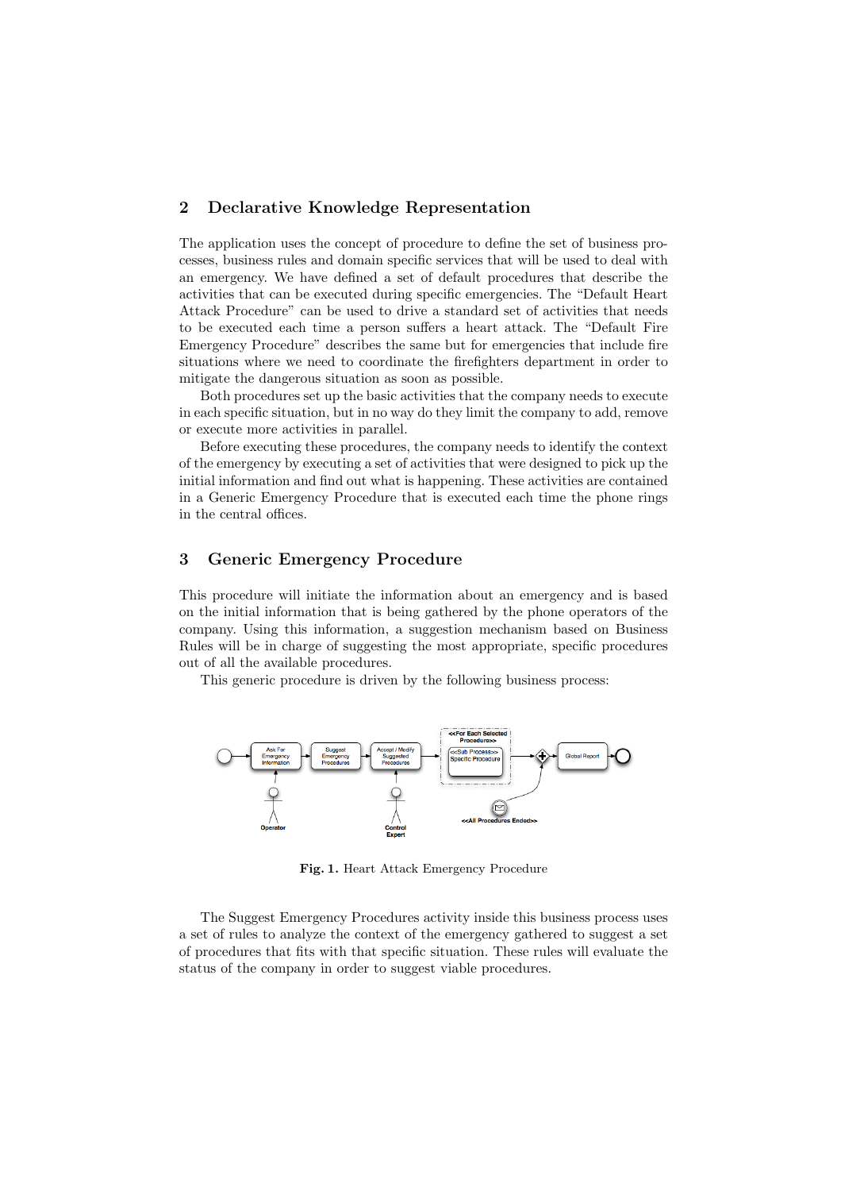## 2 Declarative Knowledge Representation

The application uses the concept of procedure to define the set of business processes, business rules and domain specific services that will be used to deal with an emergency. We have defined a set of default procedures that describe the activities that can be executed during specific emergencies. The "Default Heart Attack Procedure" can be used to drive a standard set of activities that needs to be executed each time a person suffers a heart attack. The "Default Fire Emergency Procedure" describes the same but for emergencies that include fire situations where we need to coordinate the firefighters department in order to mitigate the dangerous situation as soon as possible.

Both procedures set up the basic activities that the company needs to execute in each specific situation, but in no way do they limit the company to add, remove or execute more activities in parallel.

Before executing these procedures, the company needs to identify the context of the emergency by executing a set of activities that were designed to pick up the initial information and find out what is happening. These activities are contained in a Generic Emergency Procedure that is executed each time the phone rings in the central offices.

## 3 Generic Emergency Procedure

This procedure will initiate the information about an emergency and is based on the initial information that is being gathered by the phone operators of the company. Using this information, a suggestion mechanism based on Business Rules will be in charge of suggesting the most appropriate, specific procedures out of all the available procedures.

This generic procedure is driven by the following business process:

**Fig. 1.** Heart Attack Emergency Procedure

The Suggest Emergency Procedures activity inside this business process uses a set of rules to analyze the context of the emergency gathered to suggest a set of procedures that fits with that specific situation. These rules will evaluate the status of the company in order to suggest viable procedures.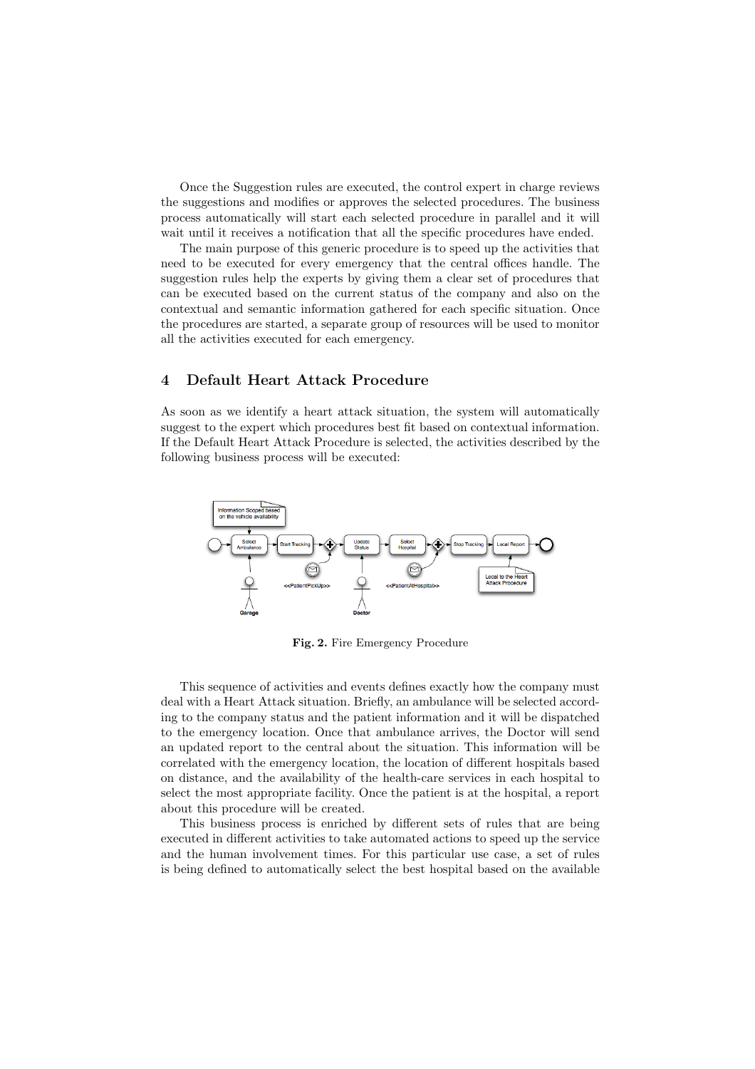Once the Suggestion rules are executed, the control expert in charge reviews the suggestions and modifies or approves the selected procedures. The business process automatically will start each selected procedure in parallel and it will wait until it receives a notification that all the specific procedures have ended.

The main purpose of this generic procedure is to speed up the activities that need to be executed for every emergency that the central offices handle. The suggestion rules help the experts by giving them a clear set of procedures that can be executed based on the current status of the company and also on the contextual and semantic information gathered for each specific situation. Once the procedures are started, a separate group of resources will be used to monitor all the activities executed for each emergency.

## 4 Default Heart Attack Procedure

As soon as we identify a heart attack situation, the system will automatically suggest to the expert which procedures best fit based on contextual information. If the Default Heart Attack Procedure is selected, the activities described by the following business process will be executed:

**Fig. 2.** Fire Emergency Procedure

This sequence of activities and events defines exactly how the company must deal with a Heart Attack situation. Briefly, an ambulance will be selected according to the company status and the patient information and it will be dispatched to the emergency location. Once that ambulance arrives, the Doctor will send an updated report to the central about the situation. This information will be correlated with the emergency location, the location of different hospitals based on distance, and the availability of the health-care services in each hospital to select the most appropriate facility. Once the patient is at the hospital, a report about this procedure will be created.

This business process is enriched by different sets of rules that are being executed in different activities to take automated actions to speed up the service and the human involvement times. For this particular use case, a set of rules is being defined to automatically select the best hospital based on the available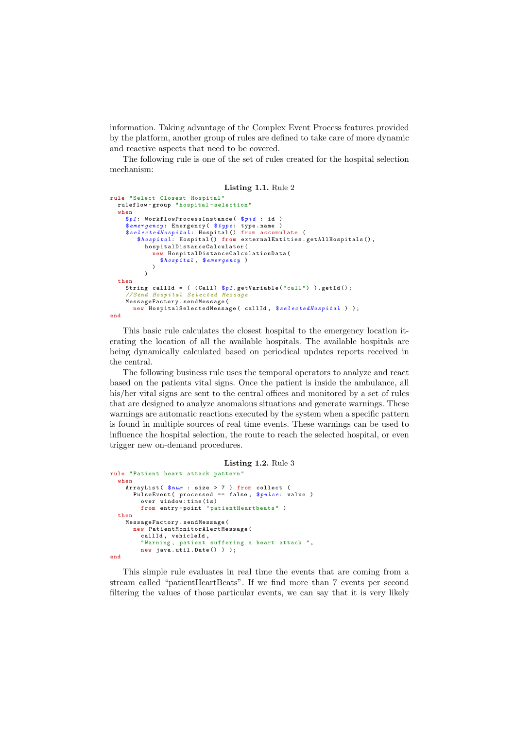information. Taking advantage of the Complex Event Process features provided by the platform, another group of rules are defined to take care of more dynamic and reactive aspects that need to be covered.

The following rule is one of the set of rules created for the hospital selection mechanism:

**Listing 1.1.** Rule 2

```
rule "Select Closest Hospital"
  ruleflow-group "hospital-selection"
  when
    $pI: WorkflowProcessInstance( $pid : id )
    $emergency: Emergency( $type: type.name )
    $selectedHospital: Hospital() from accumulate (
       $hospital: Hospital() from externalEntities.getAllHospitals(),
         hospitalDistanceCalculator(
           new HospitalDistanceCalculationData(
             $hospital, $emergency )
           )
         )
  then
    String callId = ( (Call) $pI.getVariable("call") ).getId();
    //Send Hospital Selected Message
    MessageFactory.sendMessage(
      new HospitalSelectedMessage( callId, $selectedHospital ) );
end
```

This basic rule calculates the closest hospital to the emergency location iterating the location of all the available hospitals. The available hospitals are being dynamically calculated based on periodical updates reports received in the central.

The following business rule uses the temporal operators to analyze and react based on the patients vital signs. Once the patient is inside the ambulance, all his/her vital signs are sent to the central offices and monitored by a set of rules that are designed to analyze anomalous situations and generate warnings. These warnings are automatic reactions executed by the system when a specific pattern is found in multiple sources of real time events. These warnings can be used to influence the hospital selection, the route to reach the selected hospital, or even trigger new on-demand procedures.

**Listing 1.2.** Rule 3

```
rule "Patient heart attack pattern"
  when
    ArrayList( $num : size > 7 ) from collect (
      PulseEvent( processed == false, $pulse: value )
        over window:time(1s)
        from entry-point "patientHeartbeats" )
  then
    MessageFactory.sendMessage(
      new PatientMonitorAlertMessage(
        callId, vehicleId,
        "Warning, patient suffering a heart attack ",
        new java.util.Date() ) );
end
```

This simple rule evaluates in real time the events that are coming from a stream called "patientHeartBeats". If we find more than 7 events per second filtering the values of those particular events, we can say that it is very likely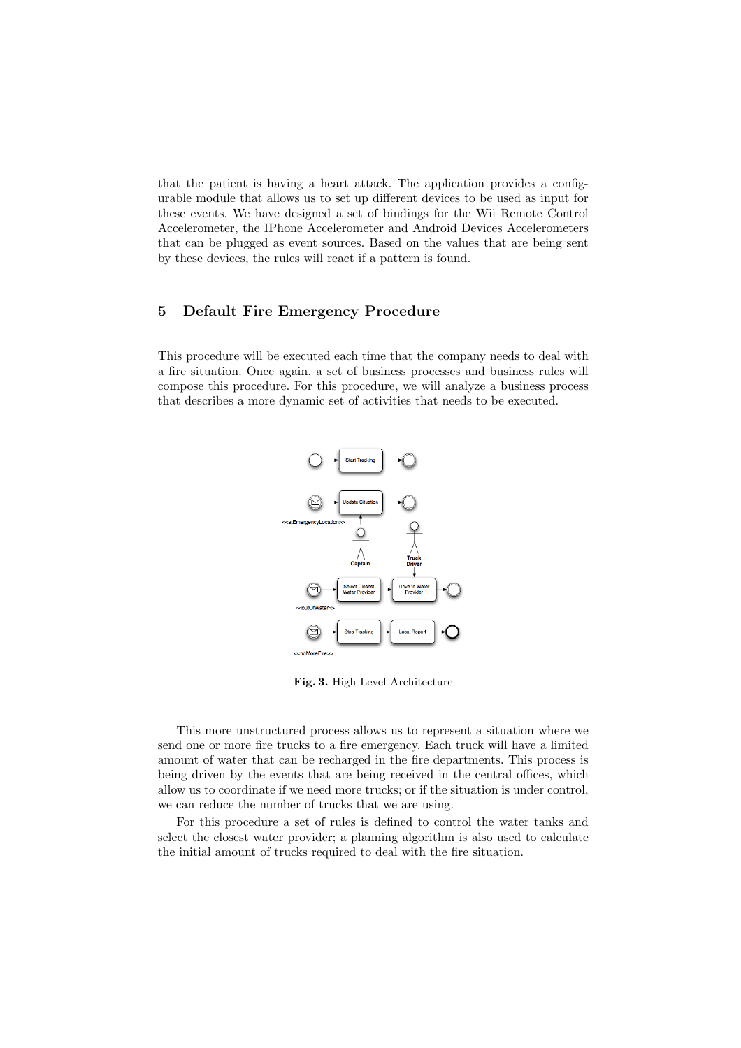that the patient is having a heart attack. The application provides a configurable module that allows us to set up different devices to be used as input for these events. We have designed a set of bindings for the Wii Remote Control Accelerometer, the IPhone Accelerometer and Android Devices Accelerometers that can be plugged as event sources. Based on the values that are being sent by these devices, the rules will react if a pattern is found.

## 5 Default Fire Emergency Procedure

This procedure will be executed each time that the company needs to deal with a fire situation. Once again, a set of business processes and business rules will compose this procedure. For this procedure, we will analyze a business process that describes a more dynamic set of activities that needs to be executed.

**Fig. 3.** High Level Architecture

This more unstructured process allows us to represent a situation where we send one or more fire trucks to a fire emergency. Each truck will have a limited amount of water that can be recharged in the fire departments. This process is being driven by the events that are being received in the central offices, which allow us to coordinate if we need more trucks; or if the situation is under control, we can reduce the number of trucks that we are using.

For this procedure a set of rules is defined to control the water tanks and select the closest water provider; a planning algorithm is also used to calculate the initial amount of trucks required to deal with the fire situation.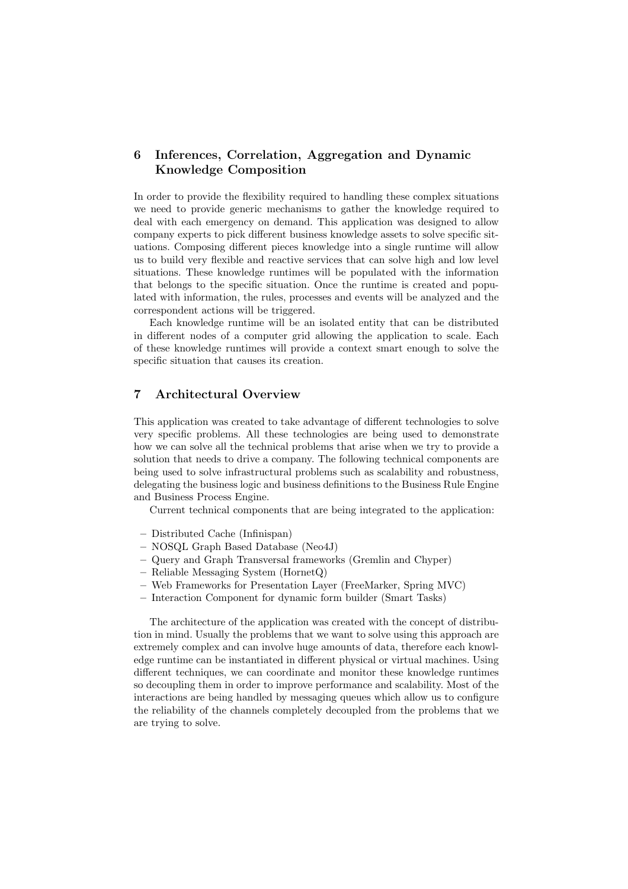## 6 Inferences, Correlation, Aggregation and Dynamic Knowledge Composition

In order to provide the flexibility required to handling these complex situations we need to provide generic mechanisms to gather the knowledge required to deal with each emergency on demand. This application was designed to allow company experts to pick different business knowledge assets to solve specific situations. Composing different pieces knowledge into a single runtime will allow us to build very flexible and reactive services that can solve high and low level situations. These knowledge runtimes will be populated with the information that belongs to the specific situation. Once the runtime is created and populated with information, the rules, processes and events will be analyzed and the correspondent actions will be triggered.

Each knowledge runtime will be an isolated entity that can be distributed in different nodes of a computer grid allowing the application to scale. Each of these knowledge runtimes will provide a context smart enough to solve the specific situation that causes its creation.

## 7 Architectural Overview

This application was created to take advantage of different technologies to solve very specific problems. All these technologies are being used to demonstrate how we can solve all the technical problems that arise when we try to provide a solution that needs to drive a company. The following technical components are being used to solve infrastructural problems such as scalability and robustness, delegating the business logic and business definitions to the Business Rule Engine and Business Process Engine.

Current technical components that are being integrated to the application:

- Distributed Cache (Infinispan)
- NOSQL Graph Based Database (Neo4J)
- Query and Graph Transversal frameworks (Gremlin and Chyper)
- Reliable Messaging System (HornetQ)
- Web Frameworks for Presentation Layer (FreeMarker, Spring MVC)
- Interaction Component for dynamic form builder (Smart Tasks)

The architecture of the application was created with the concept of distribution in mind. Usually the problems that we want to solve using this approach are extremely complex and can involve huge amounts of data, therefore each knowledge runtime can be instantiated in different physical or virtual machines. Using different techniques, we can coordinate and monitor these knowledge runtimes so decoupling them in order to improve performance and scalability. Most of the interactions are being handled by messaging queues which allow us to configure the reliability of the channels completely decoupled from the problems that we are trying to solve.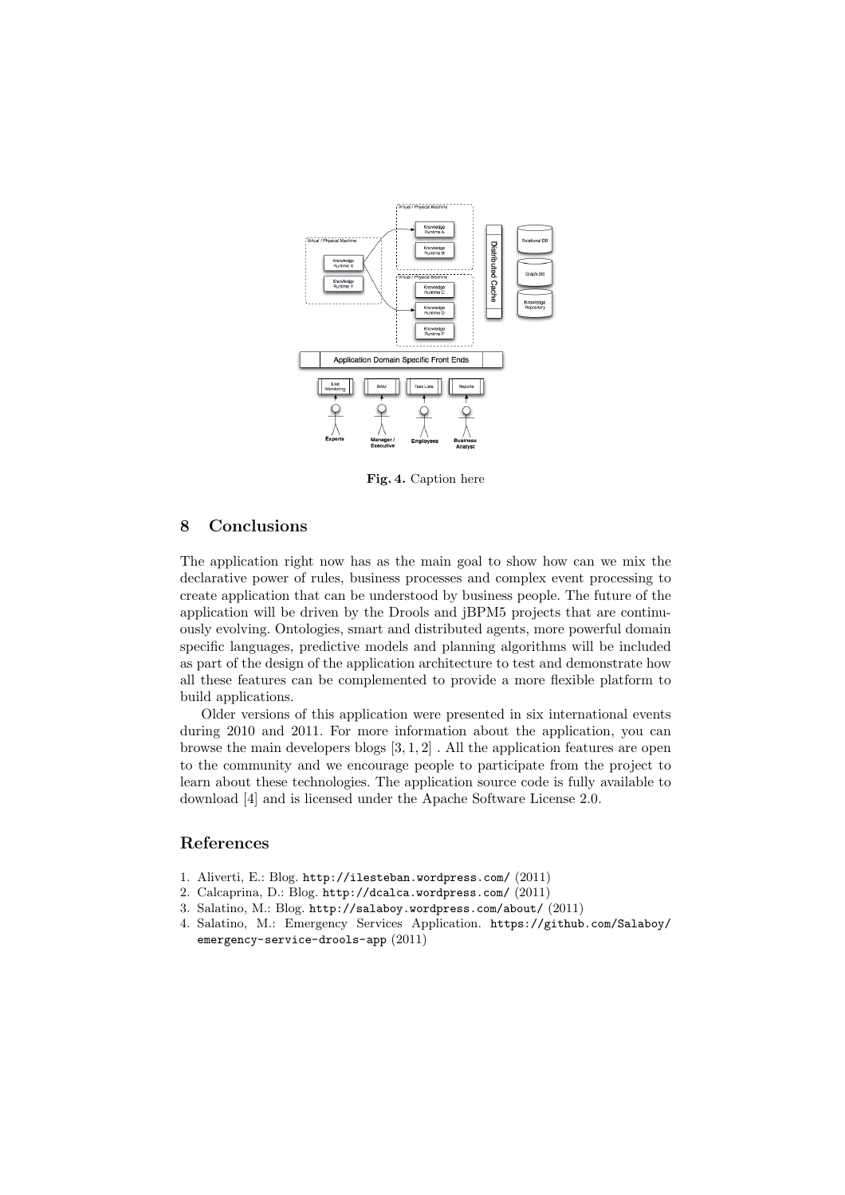Fig. 4. Caption here

## 8 Conclusions

The application right now has as the main goal to show how can we mix the declarative power of rules, business processes and complex event processing to create application that can be understood by business people. The future of the application will be driven by the Drools and jBPM5 projects that are continuously evolving. Ontologies, smart and distributed agents, more powerful domain specific languages, predictive models and planning algorithms will be included as part of the design of the application architecture to test and demonstrate how all these features can be complemented to provide a more flexible platform to build applications.

Older versions of this application were presented in six international events during 2010 and 2011. For more information about the application, you can browse the main developers blogs [3, 1, 2] . All the application features are open to the community and we encourage people to participate from the project to learn about these technologies. The application source code is fully available to download [4] and is licensed under the Apache Software License 2.0.

## References

1. Aliverti, E.: Blog. http://ilesteban.wordpress.com/ (2011)
2. Calcaprina, D.: Blog. http://dcalca.wordpress.com/ (2011)
3. Salatino, M.: Blog. http://salaboy.wordpress.com/about/ (2011)
4. Salatino, M.: Emergency Services Application. https://github.com/Salaboy/emergency-service-drools-app (2011)